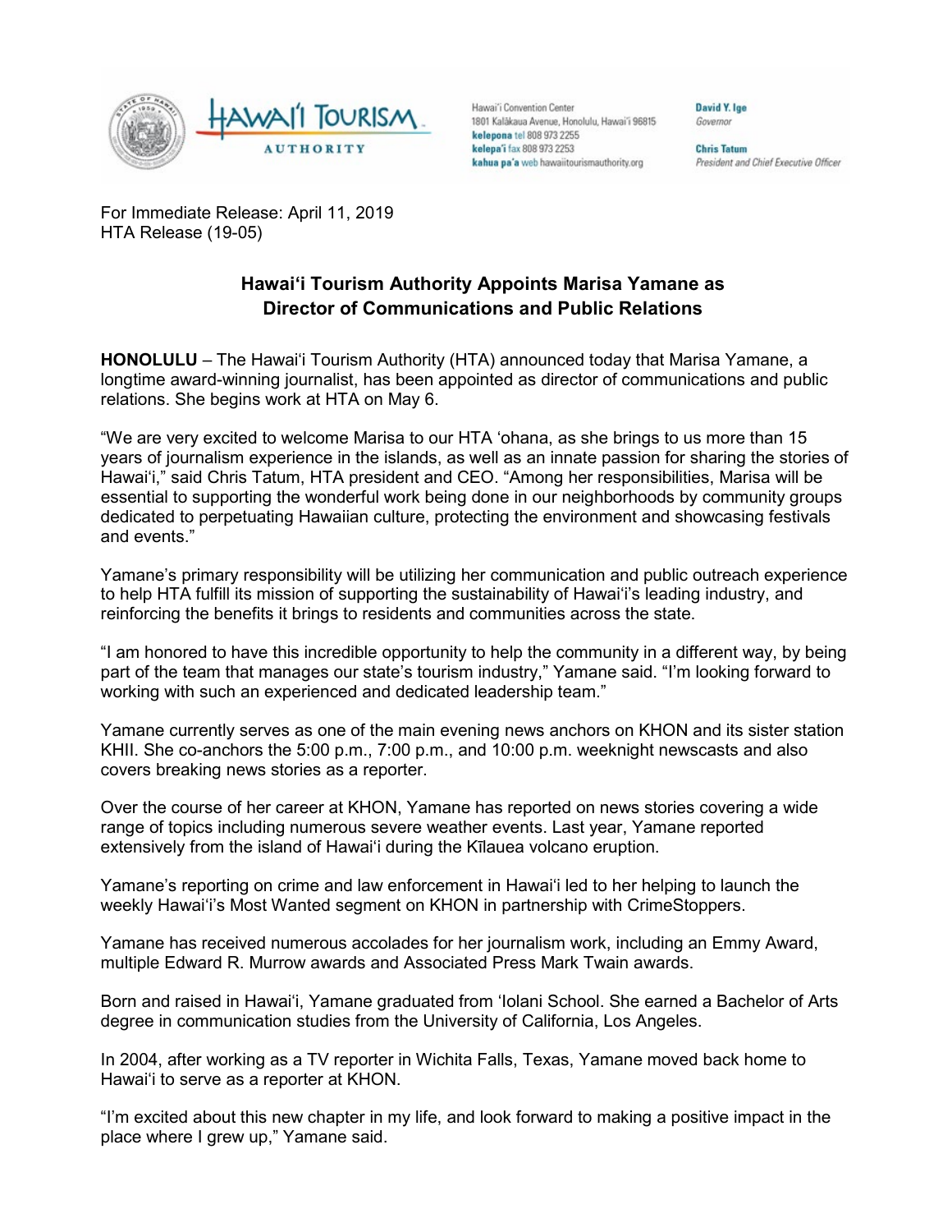HAWAIʻI TOURISM AUTHORITY

Hawaiʻi Convention Center
1801 Kalākaua Avenue, Honolulu, Hawaiʻi 96815
**kelepona** tel 808 973 2255
**kelepaʻi** fax 808 973 2253
**kahua paʻa** web hawaiitourismauthority.org

**David Y. Ige**
*Governor*

**Chris Tatum**
*President and Chief Executive Officer*

For Immediate Release: April 11, 2019
HTA Release (19-05)

## Hawaiʻi Tourism Authority Appoints Marisa Yamane as Director of Communications and Public Relations

**HONOLULU** – The Hawaiʻi Tourism Authority (HTA) announced today that Marisa Yamane, a longtime award-winning journalist, has been appointed as director of communications and public relations. She begins work at HTA on May 6.

"We are very excited to welcome Marisa to our HTA ʻohana, as she brings to us more than 15 years of journalism experience in the islands, as well as an innate passion for sharing the stories of Hawaiʻi," said Chris Tatum, HTA president and CEO. "Among her responsibilities, Marisa will be essential to supporting the wonderful work being done in our neighborhoods by community groups dedicated to perpetuating Hawaiian culture, protecting the environment and showcasing festivals and events."

Yamane's primary responsibility will be utilizing her communication and public outreach experience to help HTA fulfill its mission of supporting the sustainability of Hawaiʻi's leading industry, and reinforcing the benefits it brings to residents and communities across the state.

"I am honored to have this incredible opportunity to help the community in a different way, by being part of the team that manages our state's tourism industry," Yamane said. "I'm looking forward to working with such an experienced and dedicated leadership team."

Yamane currently serves as one of the main evening news anchors on KHON and its sister station KHII. She co-anchors the 5:00 p.m., 7:00 p.m., and 10:00 p.m. weeknight newscasts and also covers breaking news stories as a reporter.

Over the course of her career at KHON, Yamane has reported on news stories covering a wide range of topics including numerous severe weather events. Last year, Yamane reported extensively from the island of Hawaiʻi during the Kīlauea volcano eruption.

Yamane's reporting on crime and law enforcement in Hawaiʻi led to her helping to launch the weekly Hawaiʻi's Most Wanted segment on KHON in partnership with CrimeStoppers.

Yamane has received numerous accolades for her journalism work, including an Emmy Award, multiple Edward R. Murrow awards and Associated Press Mark Twain awards.

Born and raised in Hawaiʻi, Yamane graduated from ʻIolani School. She earned a Bachelor of Arts degree in communication studies from the University of California, Los Angeles.

In 2004, after working as a TV reporter in Wichita Falls, Texas, Yamane moved back home to Hawaiʻi to serve as a reporter at KHON.

"I'm excited about this new chapter in my life, and look forward to making a positive impact in the place where I grew up," Yamane said.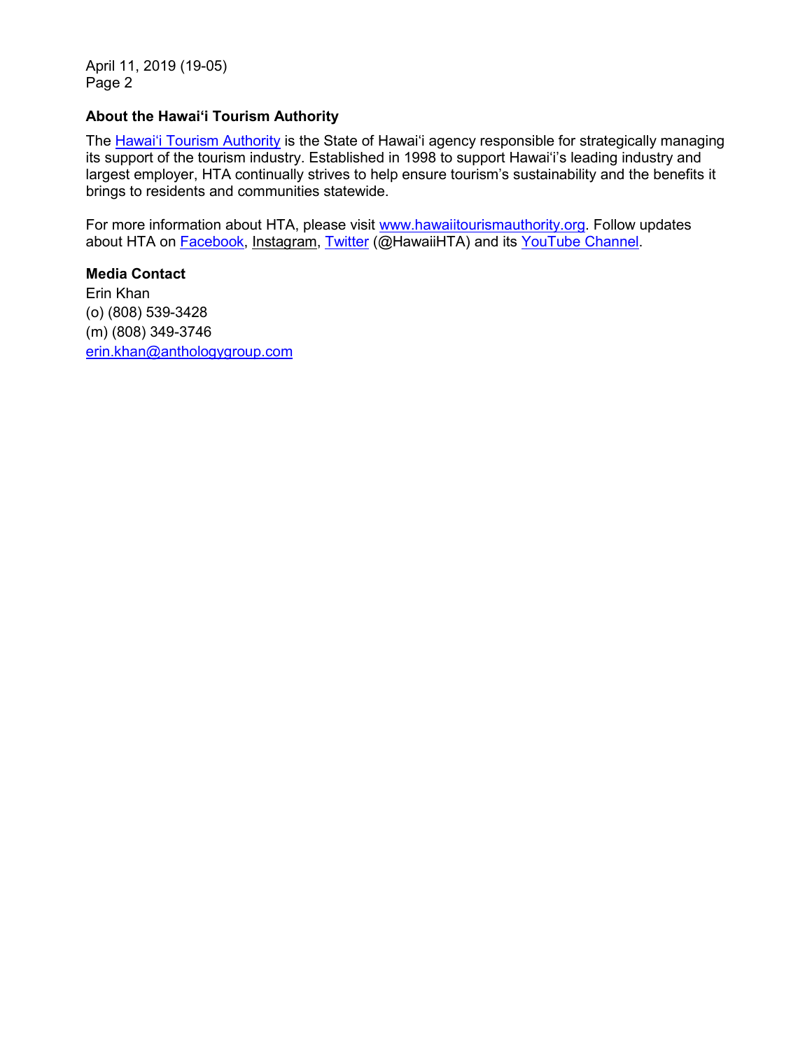## About the Hawaiʻi Tourism Authority

The Hawaiʻi Tourism Authority is the State of Hawaiʻi agency responsible for strategically managing its support of the tourism industry. Established in 1998 to support Hawaiʻi's leading industry and largest employer, HTA continually strives to help ensure tourism's sustainability and the benefits it brings to residents and communities statewide.

For more information about HTA, please visit www.hawaiitourismauthority.org. Follow updates about HTA on Facebook, Instagram, Twitter (@HawaiiHTA) and its YouTube Channel.

**Media Contact**
Erin Khan
(o) (808) 539-3428
(m) (808) 349-3746
erin.khan@anthologygroup.com